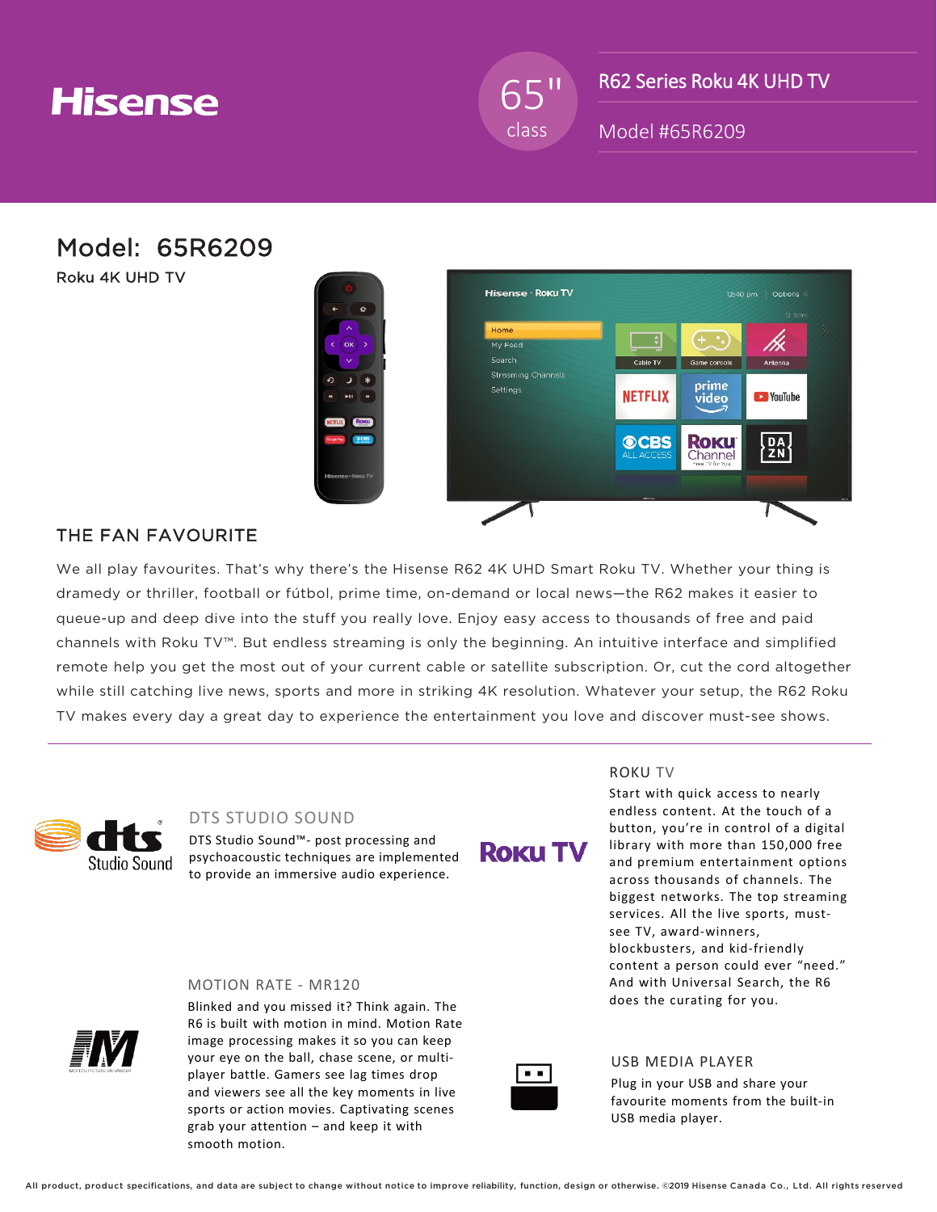# Hisense

65" class

R62 Series Roku 4K UHD TV

Model #65R6209

## Model: 65R6209

Roku 4K UHD TV

## THE FAN FAVOURITE

We all play favourites. That's why there's the Hisense R62 4K UHD Smart Roku TV. Whether your thing is dramedy or thriller, football or fútbol, prime time, on-demand or local news—the R62 makes it easier to queue-up and deep dive into the stuff you really love. Enjoy easy access to thousands of free and paid channels with Roku TV™. But endless streaming is only the beginning. An intuitive interface and simplified remote help you get the most out of your current cable or satellite subscription. Or, cut the cord altogether while still catching live news, sports and more in striking 4K resolution. Whatever your setup, the R62 Roku TV makes every day a great day to experience the entertainment you love and discover must-see shows.

### DTS STUDIO SOUND

DTS Studio Sound™- post processing and psychoacoustic techniques are implemented to provide an immersive audio experience.

### ROKU TV

Start with quick access to nearly endless content. At the touch of a button, you're in control of a digital library with more than 150,000 free and premium entertainment options across thousands of channels. The biggest networks. The top streaming services. All the live sports, must-see TV, award-winners, blockbusters, and kid-friendly content a person could ever "need." And with Universal Search, the R6 does the curating for you.

### MOTION RATE - MR120

Blinked and you missed it? Think again. The R6 is built with motion in mind. Motion Rate image processing makes it so you can keep your eye on the ball, chase scene, or multi-player battle. Gamers see lag times drop and viewers see all the key moments in live sports or action movies. Captivating scenes grab your attention – and keep it with smooth motion.

### USB MEDIA PLAYER

Plug in your USB and share your favourite moments from the built-in USB media player.

All product, product specifications, and data are subject to change without notice to improve reliability, function, design or otherwise. ©2019 Hisense Canada Co., Ltd. All rights reserved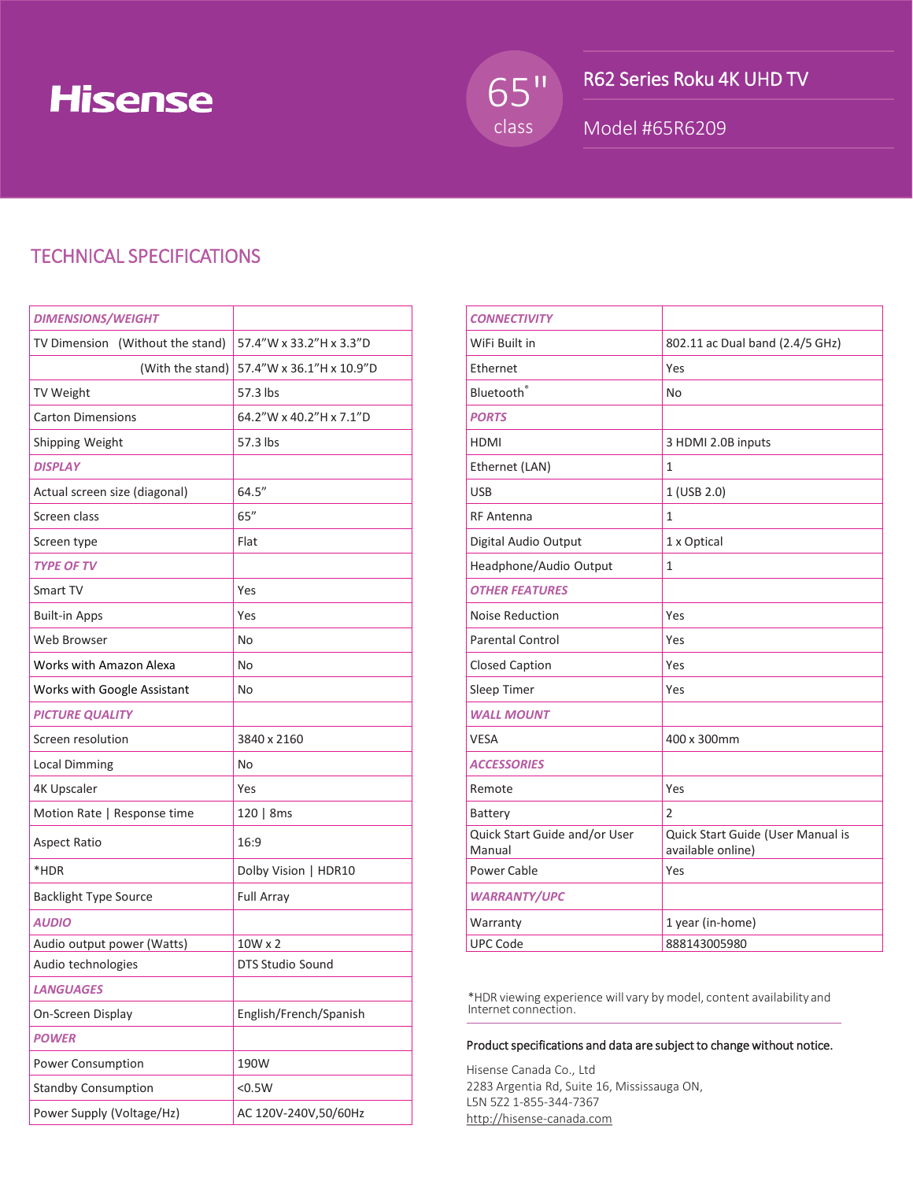# Hisense

65" class

## R62 Series Roku 4K UHD TV

Model #65R6209

## TECHNICAL SPECIFICATIONS

| | |
|---|---|
| ***DIMENSIONS/WEIGHT*** | |
| TV Dimension (Without the stand) | 57.4"W x 33.2"H x 3.3"D |
| (With the stand) | 57.4"W x 36.1"H x 10.9"D |
| TV Weight | 57.3 lbs |
| Carton Dimensions | 64.2"W x 40.2"H x 7.1"D |
| Shipping Weight | 57.3 lbs |
| ***DISPLAY*** | |
| Actual screen size (diagonal) | 64.5" |
| Screen class | 65" |
| Screen type | Flat |
| ***TYPE OF TV*** | |
| Smart TV | Yes |
| Built-in Apps | Yes |
| Web Browser | No |
| Works with Amazon Alexa | No |
| Works with Google Assistant | No |
| ***PICTURE QUALITY*** | |
| Screen resolution | 3840 x 2160 |
| Local Dimming | No |
| 4K Upscaler | Yes |
| Motion Rate \| Response time | 120 \| 8ms |
| Aspect Ratio | 16:9 |
| *HDR | Dolby Vision \| HDR10 |
| Backlight Type Source | Full Array |
| ***AUDIO*** | |
| Audio output power (Watts) | 10W x 2 |
| Audio technologies | DTS Studio Sound |
| ***LANGUAGES*** | |
| On-Screen Display | English/French/Spanish |
| ***POWER*** | |
| Power Consumption | 190W |
| Standby Consumption | <0.5W |
| Power Supply (Voltage/Hz) | AC 120V-240V,50/60Hz |

| | |
|---|---|
| ***CONNECTIVITY*** | |
| WiFi Built in | 802.11 ac Dual band (2.4/5 GHz) |
| Ethernet | Yes |
| Bluetooth® | No |
| ***PORTS*** | |
| HDMI | 3 HDMI 2.0B inputs |
| Ethernet (LAN) | 1 |
| USB | 1 (USB 2.0) |
| RF Antenna | 1 |
| Digital Audio Output | 1 x Optical |
| Headphone/Audio Output | 1 |
| ***OTHER FEATURES*** | |
| Noise Reduction | Yes |
| Parental Control | Yes |
| Closed Caption | Yes |
| Sleep Timer | Yes |
| ***WALL MOUNT*** | |
| VESA | 400 x 300mm |
| ***ACCESSORIES*** | |
| Remote | Yes |
| Battery | 2 |
| Quick Start Guide and/or User Manual | Quick Start Guide (User Manual is available online) |
| Power Cable | Yes |
| ***WARRANTY/UPC*** | |
| Warranty | 1 year (in-home) |
| UPC Code | 888143005980 |

*HDR viewing experience will vary by model, content availability and Internet connection.

Product specifications and data are subject to change without notice.

Hisense Canada Co., Ltd
2283 Argentia Rd, Suite 16, Mississauga ON,
L5N 5Z2 1-855-344-7367
http://hisense-canada.com